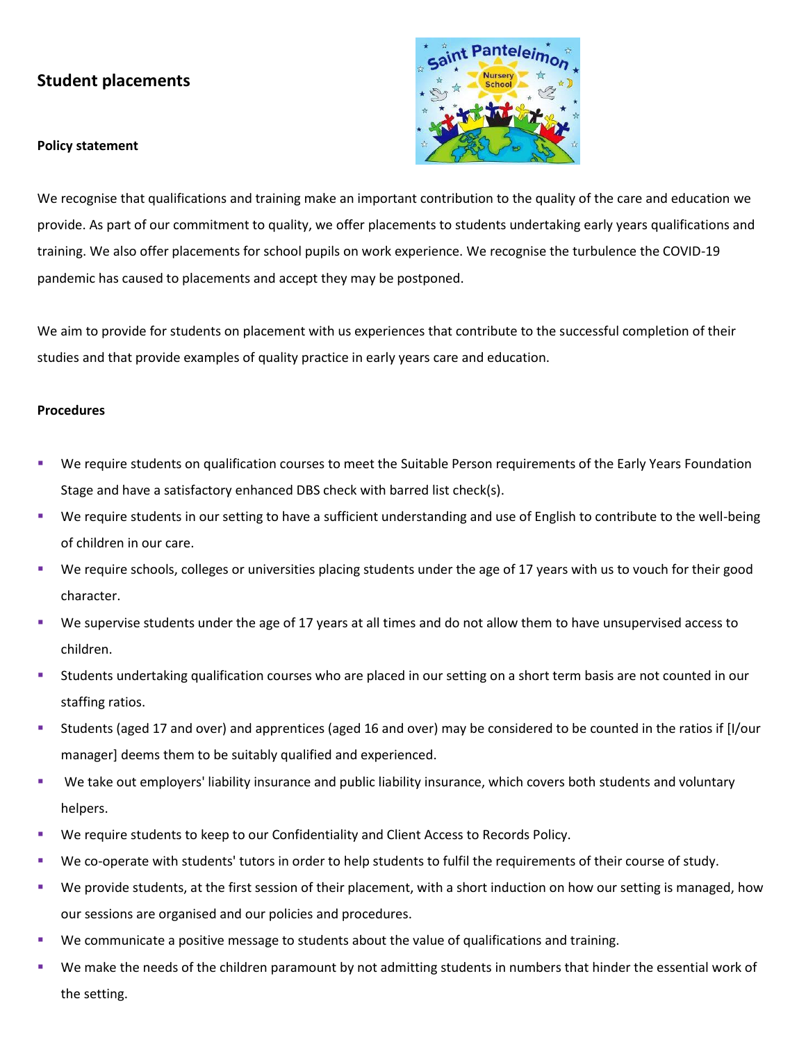## Student placements

**Policy statement**

We recognise that qualifications and training make an important contribution to the quality of the care and education we provide. As part of our commitment to quality, we offer placements to students undertaking early years qualifications and training. We also offer placements for school pupils on work experience. We recognise the turbulence the COVID-19 pandemic has caused to placements and accept they may be postponed.

We aim to provide for students on placement with us experiences that contribute to the successful completion of their studies and that provide examples of quality practice in early years care and education.

**Procedures**

- We require students on qualification courses to meet the Suitable Person requirements of the Early Years Foundation Stage and have a satisfactory enhanced DBS check with barred list check(s).
- We require students in our setting to have a sufficient understanding and use of English to contribute to the well-being of children in our care.
- We require schools, colleges or universities placing students under the age of 17 years with us to vouch for their good character.
- We supervise students under the age of 17 years at all times and do not allow them to have unsupervised access to children.
- Students undertaking qualification courses who are placed in our setting on a short term basis are not counted in our staffing ratios.
- Students (aged 17 and over) and apprentices (aged 16 and over) may be considered to be counted in the ratios if [I/our manager] deems them to be suitably qualified and experienced.
- We take out employers' liability insurance and public liability insurance, which covers both students and voluntary helpers.
- We require students to keep to our Confidentiality and Client Access to Records Policy.
- We co-operate with students' tutors in order to help students to fulfil the requirements of their course of study.
- We provide students, at the first session of their placement, with a short induction on how our setting is managed, how our sessions are organised and our policies and procedures.
- We communicate a positive message to students about the value of qualifications and training.
- We make the needs of the children paramount by not admitting students in numbers that hinder the essential work of the setting.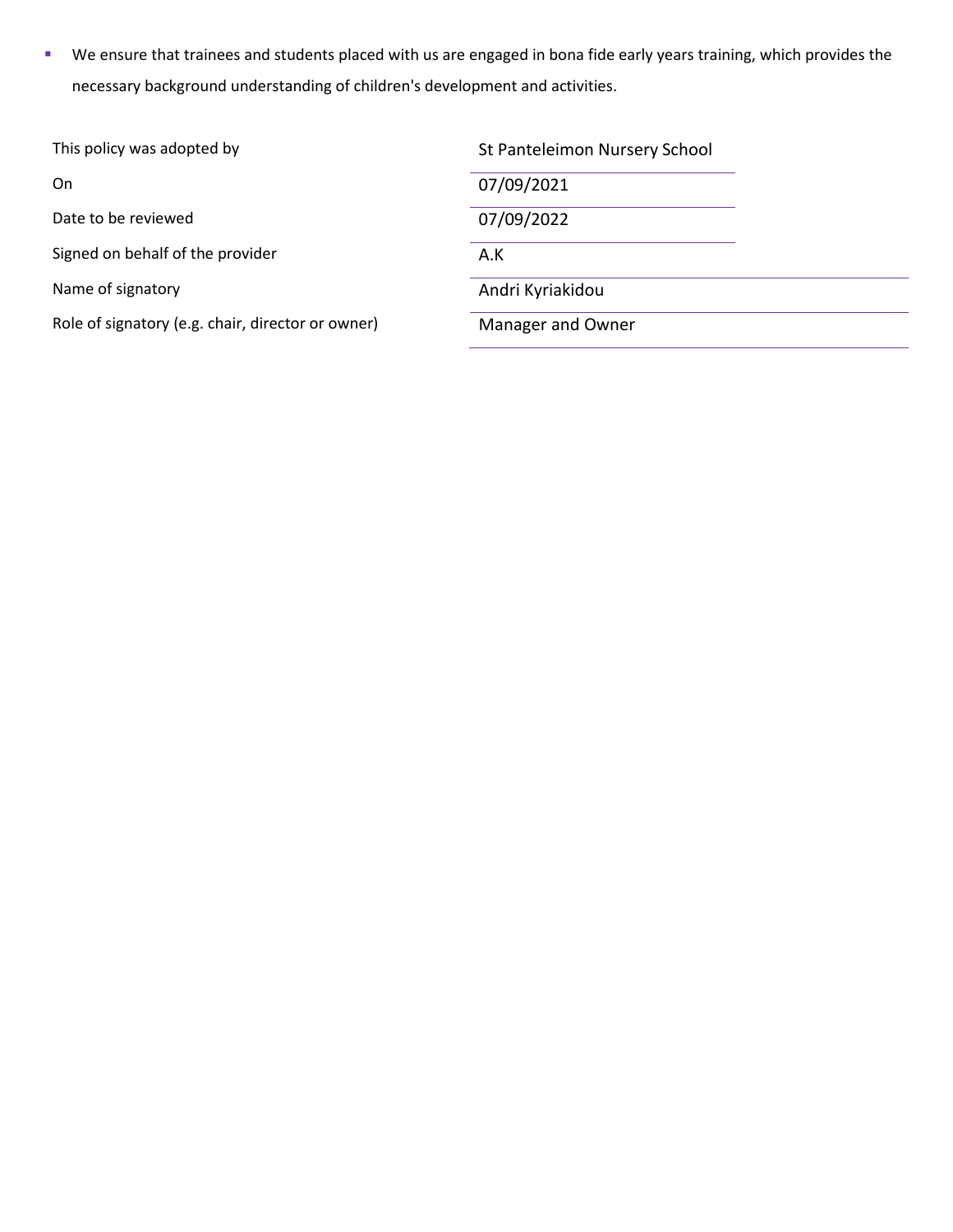- We ensure that trainees and students placed with us are engaged in bona fide early years training, which provides the necessary background understanding of children's development and activities.

| | |
|---|---|
| This policy was adopted by | St Panteleimon Nursery School |
| On | 07/09/2021 |
| Date to be reviewed | 07/09/2022 |
| Signed on behalf of the provider | A.K |
| Name of signatory | Andri Kyriakidou |
| Role of signatory (e.g. chair, director or owner) | Manager and Owner |